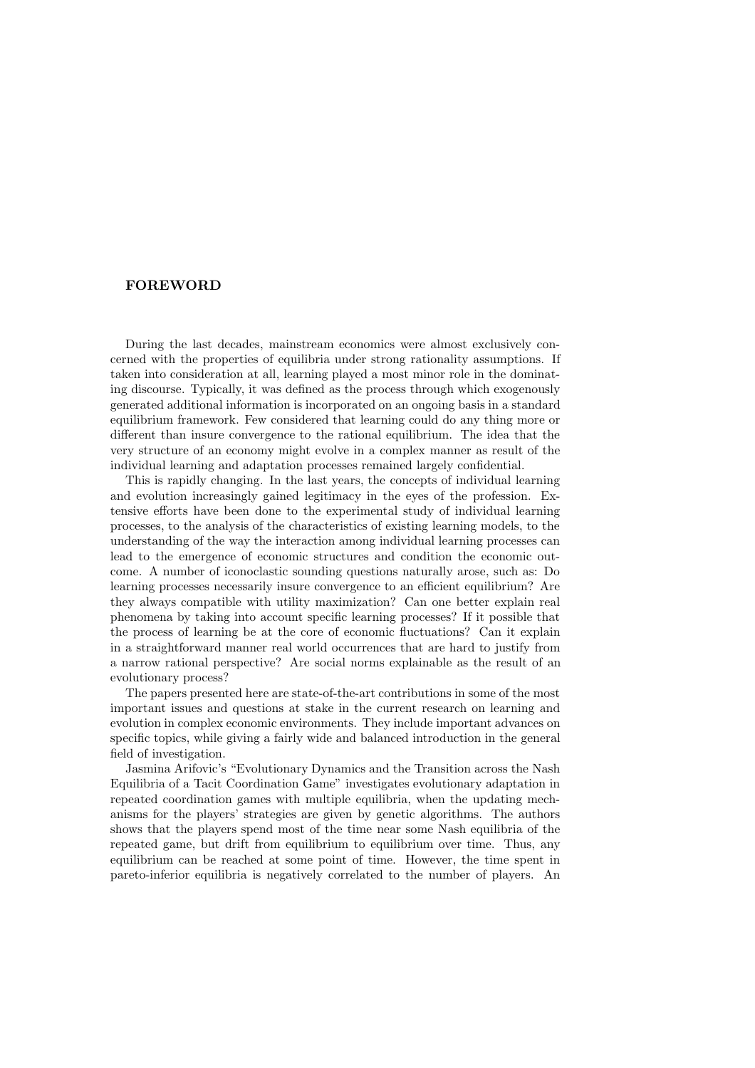# FOREWORD

During the last decades, mainstream economics were almost exclusively concerned with the properties of equilibria under strong rationality assumptions. If taken into consideration at all, learning played a most minor role in the dominating discourse. Typically, it was defined as the process through which exogenously generated additional information is incorporated on an ongoing basis in a standard equilibrium framework. Few considered that learning could do any thing more or different than insure convergence to the rational equilibrium. The idea that the very structure of an economy might evolve in a complex manner as result of the individual learning and adaptation processes remained largely confidential.

This is rapidly changing. In the last years, the concepts of individual learning and evolution increasingly gained legitimacy in the eyes of the profession. Extensive efforts have been done to the experimental study of individual learning processes, to the analysis of the characteristics of existing learning models, to the understanding of the way the interaction among individual learning processes can lead to the emergence of economic structures and condition the economic outcome. A number of iconoclastic sounding questions naturally arose, such as: Do learning processes necessarily insure convergence to an efficient equilibrium? Are they always compatible with utility maximization? Can one better explain real phenomena by taking into account specific learning processes? If it possible that the process of learning be at the core of economic fluctuations? Can it explain in a straightforward manner real world occurrences that are hard to justify from a narrow rational perspective? Are social norms explainable as the result of an evolutionary process?

The papers presented here are state-of-the-art contributions in some of the most important issues and questions at stake in the current research on learning and evolution in complex economic environments. They include important advances on specific topics, while giving a fairly wide and balanced introduction in the general field of investigation.

Jasmina Arifovic's "Evolutionary Dynamics and the Transition across the Nash Equilibria of a Tacit Coordination Game" investigates evolutionary adaptation in repeated coordination games with multiple equilibria, when the updating mechanisms for the players' strategies are given by genetic algorithms. The authors shows that the players spend most of the time near some Nash equilibria of the repeated game, but drift from equilibrium to equilibrium over time. Thus, any equilibrium can be reached at some point of time. However, the time spent in pareto-inferior equilibria is negatively correlated to the number of players. An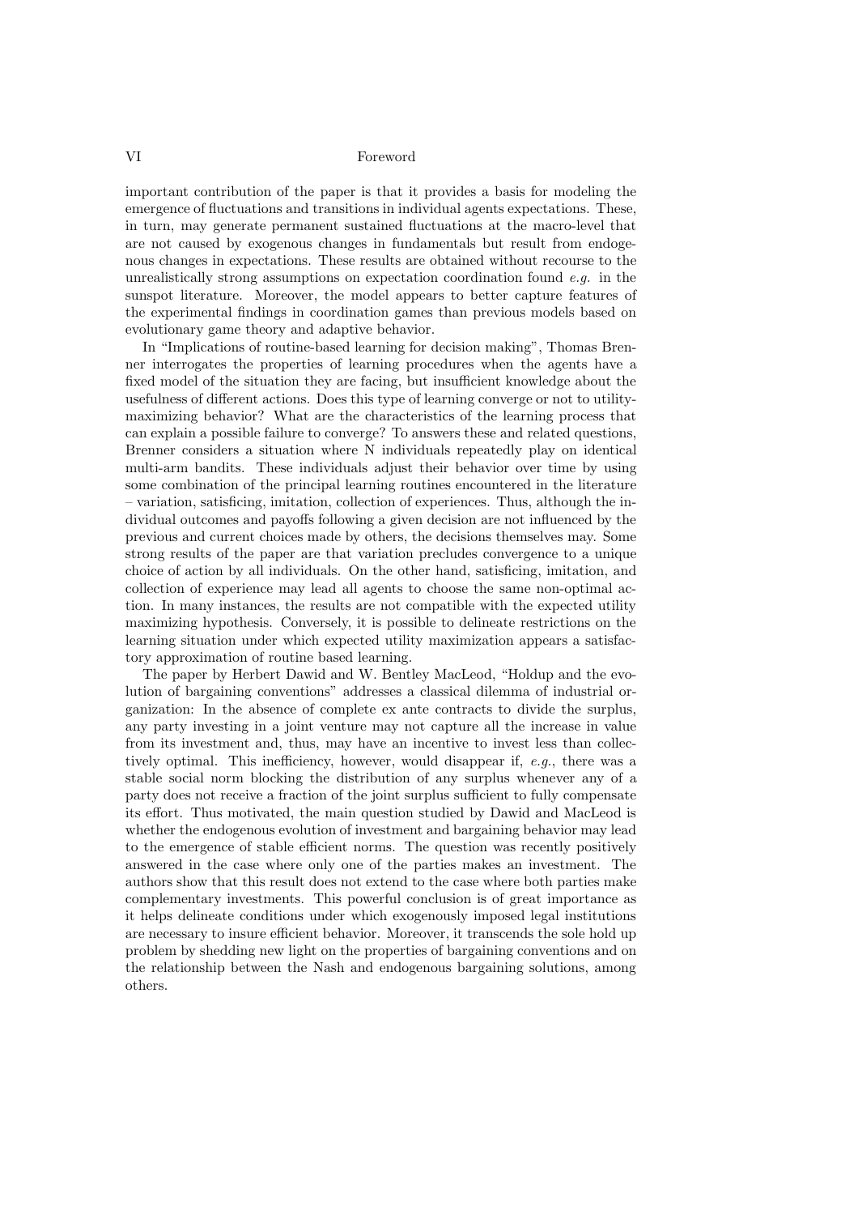important contribution of the paper is that it provides a basis for modeling the emergence of fluctuations and transitions in individual agents expectations. These, in turn, may generate permanent sustained fluctuations at the macro-level that are not caused by exogenous changes in fundamentals but result from endogenous changes in expectations. These results are obtained without recourse to the unrealistically strong assumptions on expectation coordination found *e.g.* in the sunspot literature. Moreover, the model appears to better capture features of the experimental findings in coordination games than previous models based on evolutionary game theory and adaptive behavior.

In "Implications of routine-based learning for decision making", Thomas Brenner interrogates the properties of learning procedures when the agents have a fixed model of the situation they are facing, but insufficient knowledge about the usefulness of different actions. Does this type of learning converge or not to utility-maximizing behavior? What are the characteristics of the learning process that can explain a possible failure to converge? To answers these and related questions, Brenner considers a situation where N individuals repeatedly play on identical multi-arm bandits. These individuals adjust their behavior over time by using some combination of the principal learning routines encountered in the literature – variation, satisficing, imitation, collection of experiences. Thus, although the individual outcomes and payoffs following a given decision are not influenced by the previous and current choices made by others, the decisions themselves may. Some strong results of the paper are that variation precludes convergence to a unique choice of action by all individuals. On the other hand, satisficing, imitation, and collection of experience may lead all agents to choose the same non-optimal action. In many instances, the results are not compatible with the expected utility maximizing hypothesis. Conversely, it is possible to delineate restrictions on the learning situation under which expected utility maximization appears a satisfactory approximation of routine based learning.

The paper by Herbert Dawid and W. Bentley MacLeod, "Holdup and the evolution of bargaining conventions" addresses a classical dilemma of industrial organization: In the absence of complete ex ante contracts to divide the surplus, any party investing in a joint venture may not capture all the increase in value from its investment and, thus, may have an incentive to invest less than collectively optimal. This inefficiency, however, would disappear if, *e.g.*, there was a stable social norm blocking the distribution of any surplus whenever any of a party does not receive a fraction of the joint surplus sufficient to fully compensate its effort. Thus motivated, the main question studied by Dawid and MacLeod is whether the endogenous evolution of investment and bargaining behavior may lead to the emergence of stable efficient norms. The question was recently positively answered in the case where only one of the parties makes an investment. The authors show that this result does not extend to the case where both parties make complementary investments. This powerful conclusion is of great importance as it helps delineate conditions under which exogenously imposed legal institutions are necessary to insure efficient behavior. Moreover, it transcends the sole hold up problem by shedding new light on the properties of bargaining conventions and on the relationship between the Nash and endogenous bargaining solutions, among others.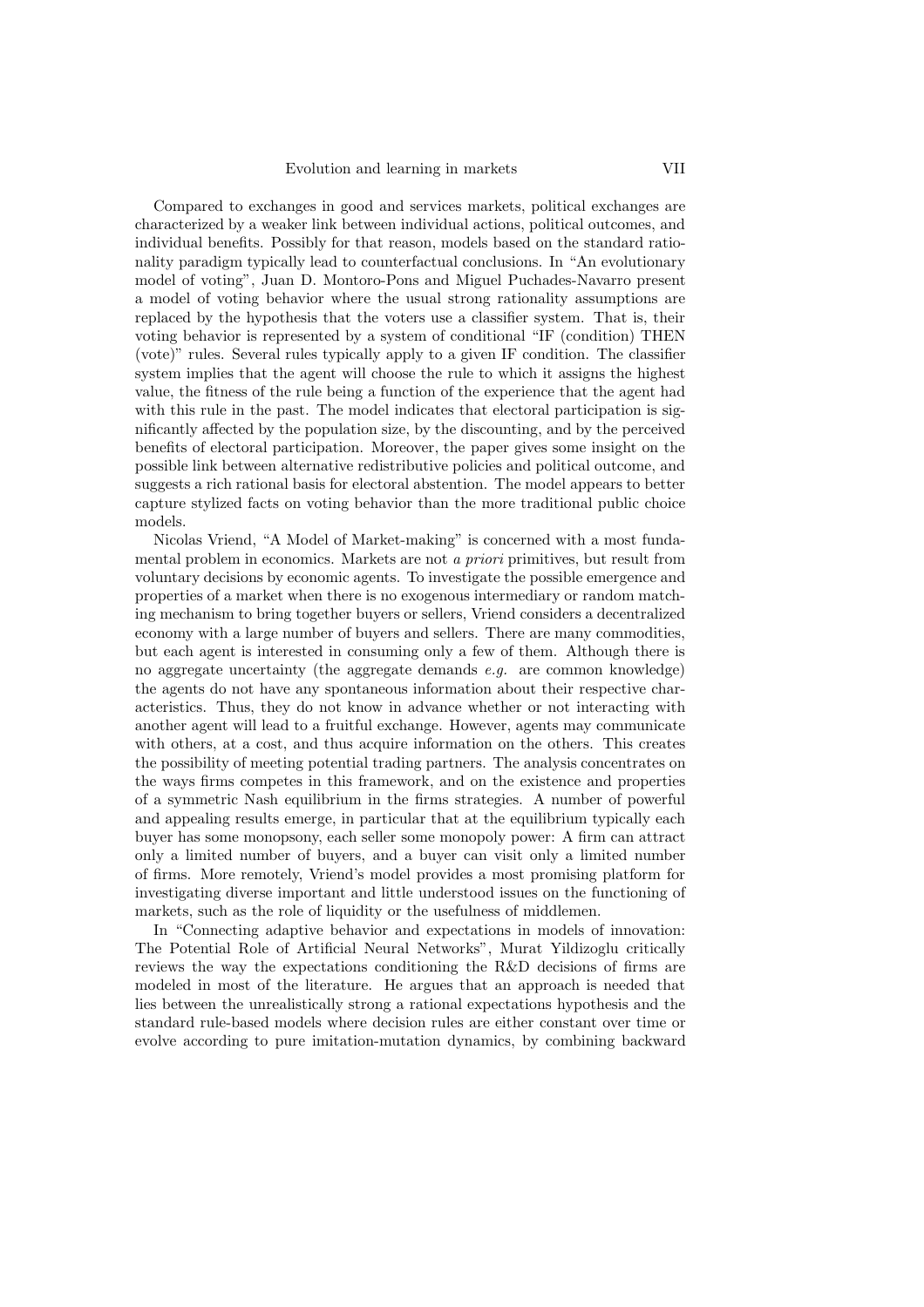Compared to exchanges in good and services markets, political exchanges are characterized by a weaker link between individual actions, political outcomes, and individual benefits. Possibly for that reason, models based on the standard rationality paradigm typically lead to counterfactual conclusions. In "An evolutionary model of voting", Juan D. Montoro-Pons and Miguel Puchades-Navarro present a model of voting behavior where the usual strong rationality assumptions are replaced by the hypothesis that the voters use a classifier system. That is, their voting behavior is represented by a system of conditional "IF (condition) THEN (vote)" rules. Several rules typically apply to a given IF condition. The classifier system implies that the agent will choose the rule to which it assigns the highest value, the fitness of the rule being a function of the experience that the agent had with this rule in the past. The model indicates that electoral participation is significantly affected by the population size, by the discounting, and by the perceived benefits of electoral participation. Moreover, the paper gives some insight on the possible link between alternative redistributive policies and political outcome, and suggests a rich rational basis for electoral abstention. The model appears to better capture stylized facts on voting behavior than the more traditional public choice models.

Nicolas Vriend, "A Model of Market-making" is concerned with a most fundamental problem in economics. Markets are not *a priori* primitives, but result from voluntary decisions by economic agents. To investigate the possible emergence and properties of a market when there is no exogenous intermediary or random matching mechanism to bring together buyers or sellers, Vriend considers a decentralized economy with a large number of buyers and sellers. There are many commodities, but each agent is interested in consuming only a few of them. Although there is no aggregate uncertainty (the aggregate demands *e.g.* are common knowledge) the agents do not have any spontaneous information about their respective characteristics. Thus, they do not know in advance whether or not interacting with another agent will lead to a fruitful exchange. However, agents may communicate with others, at a cost, and thus acquire information on the others. This creates the possibility of meeting potential trading partners. The analysis concentrates on the ways firms competes in this framework, and on the existence and properties of a symmetric Nash equilibrium in the firms strategies. A number of powerful and appealing results emerge, in particular that at the equilibrium typically each buyer has some monopsony, each seller some monopoly power: A firm can attract only a limited number of buyers, and a buyer can visit only a limited number of firms. More remotely, Vriend's model provides a most promising platform for investigating diverse important and little understood issues on the functioning of markets, such as the role of liquidity or the usefulness of middlemen.

In "Connecting adaptive behavior and expectations in models of innovation: The Potential Role of Artificial Neural Networks", Murat Yildizoglu critically reviews the way the expectations conditioning the R&D decisions of firms are modeled in most of the literature. He argues that an approach is needed that lies between the unrealistically strong a rational expectations hypothesis and the standard rule-based models where decision rules are either constant over time or evolve according to pure imitation-mutation dynamics, by combining backward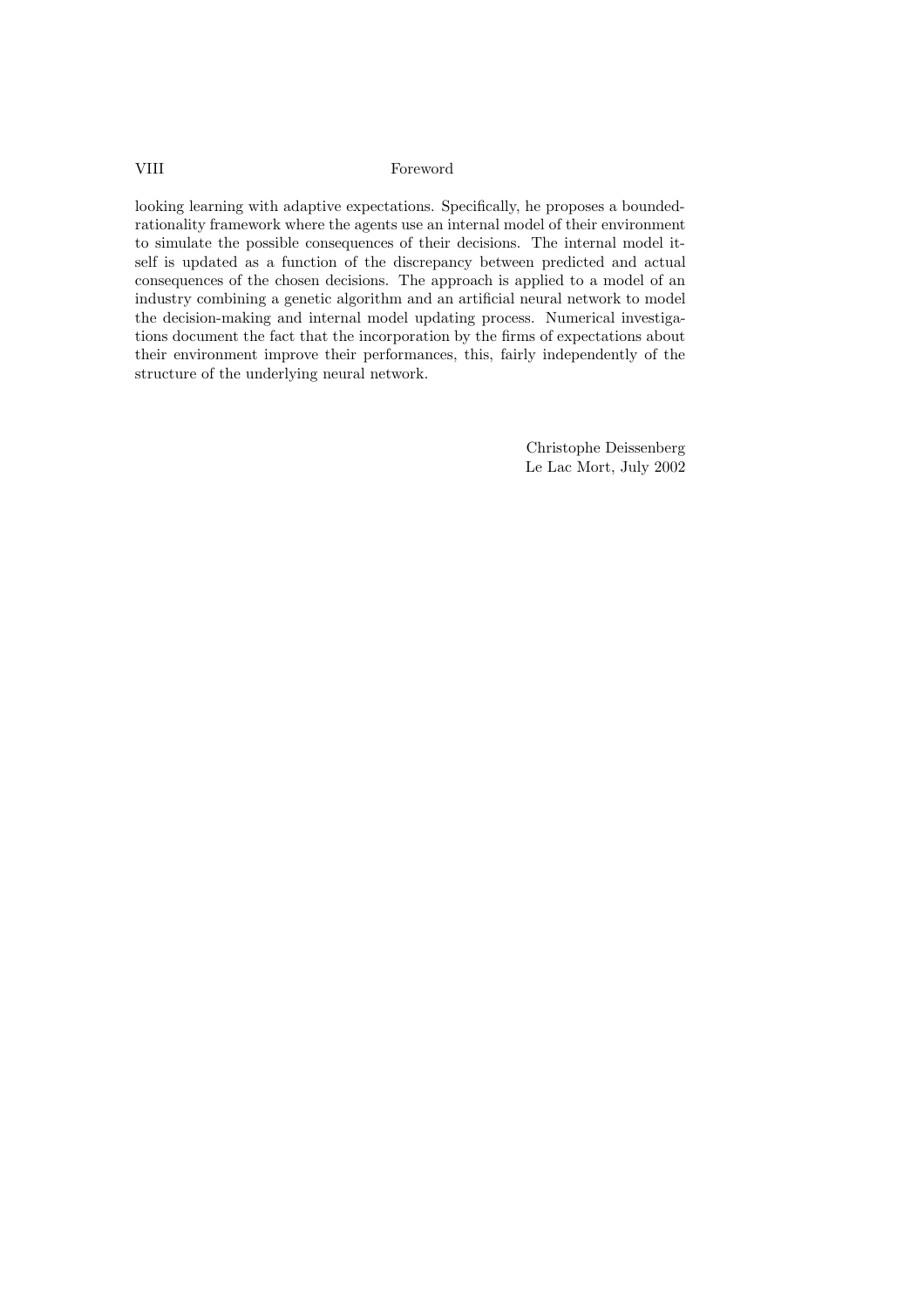looking learning with adaptive expectations. Specifically, he proposes a bounded-rationality framework where the agents use an internal model of their environment to simulate the possible consequences of their decisions. The internal model itself is updated as a function of the discrepancy between predicted and actual consequences of the chosen decisions. The approach is applied to a model of an industry combining a genetic algorithm and an artificial neural network to model the decision-making and internal model updating process. Numerical investigations document the fact that the incorporation by the firms of expectations about their environment improve their performances, this, fairly independently of the structure of the underlying neural network.

Christophe Deissenberg
Le Lac Mort, July 2002